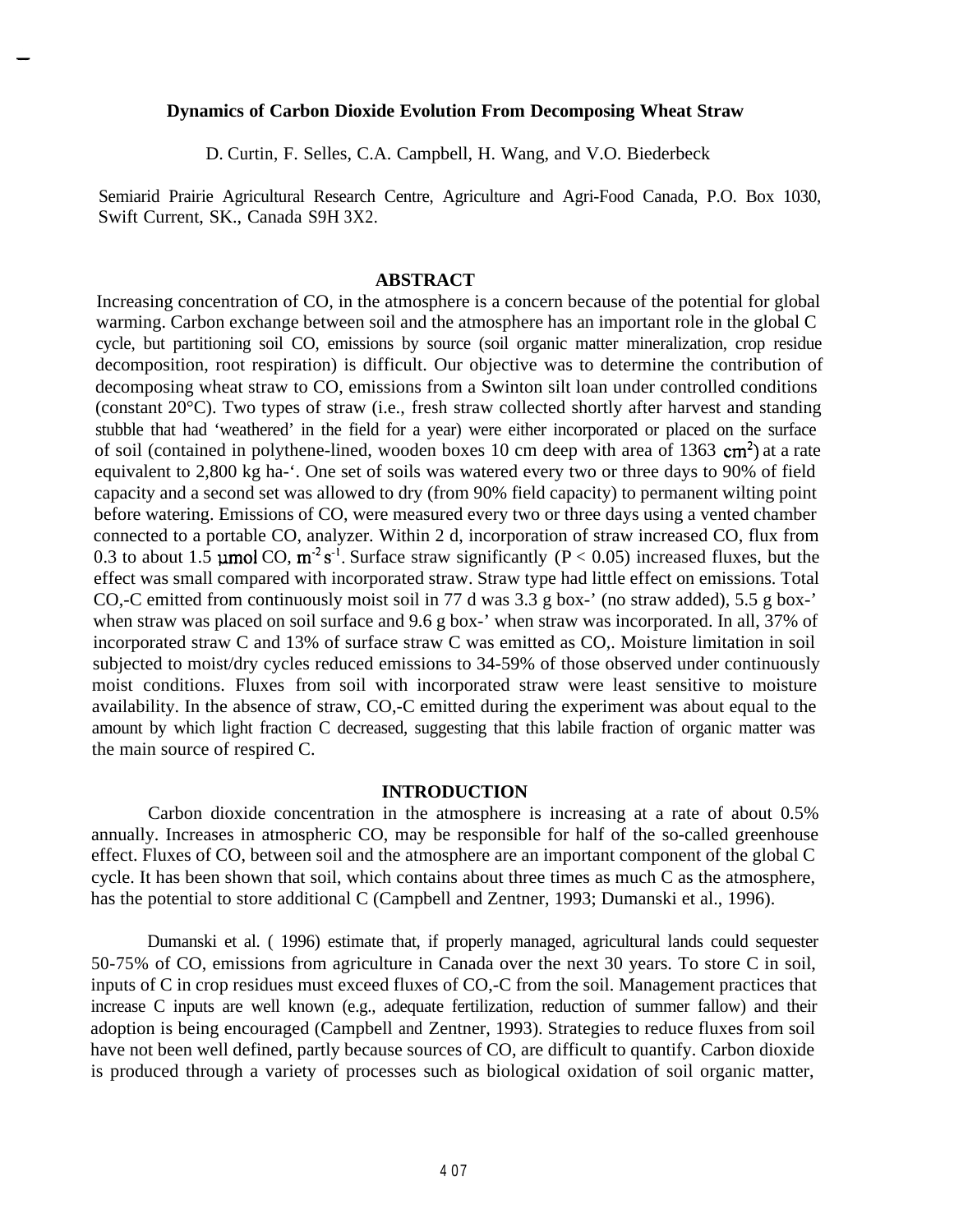# Dynamics of Carbon Dioxide Evolution From Decomposing Wheat Straw

D. Curtin, F. Selles, C.A. Campbell, H. Wang, and V.O. Biederbeck

Semiarid Prairie Agricultural Research Centre, Agriculture and Agri-Food Canada, P.O. Box 1030, Swift Current, SK., Canada S9H 3X2.

## ABSTRACT

Increasing concentration of $CO_2$ in the atmosphere is a concern because of the potential for global warming. Carbon exchange between soil and the atmosphere has an important role in the global C cycle, but partitioning soil $CO_2$ emissions by source (soil organic matter mineralization, crop residue decomposition, root respiration) is difficult. Our objective was to determine the contribution of decomposing wheat straw to $CO_2$ emissions from a Swinton silt loan under controlled conditions (constant 20°C). Two types of straw (i.e., fresh straw collected shortly after harvest and standing stubble that had 'weathered' in the field for a year) were either incorporated or placed on the surface of soil (contained in polythene-lined, wooden boxes 10 cm deep with area of 1363 $cm^2$) at a rate equivalent to 2,800 kg $ha^{-1}$. One set of soils was watered every two or three days to 90% of field capacity and a second set was allowed to dry (from 90% field capacity) to permanent wilting point before watering. Emissions of $CO_2$ were measured every two or three days using a vented chamber connected to a portable $CO_2$ analyzer. Within 2 d, incorporation of straw increased $CO_2$ flux from 0.3 to about 1.5 μmol $CO_2$ $m^{-2}\,s^{-1}$. Surface straw significantly ($P < 0.05$) increased fluxes, but the effect was small compared with incorporated straw. Straw type had little effect on emissions. Total $CO_2$-C emitted from continuously moist soil in 77 d was 3.3 g $box^{-1}$ (no straw added), 5.5 g $box^{-1}$ when straw was placed on soil surface and 9.6 g $box^{-1}$ when straw was incorporated. In all, 37% of incorporated straw C and 13% of surface straw C was emitted as $CO_2$. Moisture limitation in soil subjected to moist/dry cycles reduced emissions to 34-59% of those observed under continuously moist conditions. Fluxes from soil with incorporated straw were least sensitive to moisture availability. In the absence of straw, $CO_2$-C emitted during the experiment was about equal to the amount by which light fraction C decreased, suggesting that this labile fraction of organic matter was the main source of respired C.

## INTRODUCTION

Carbon dioxide concentration in the atmosphere is increasing at a rate of about 0.5% annually. Increases in atmospheric $CO_2$ may be responsible for half of the so-called greenhouse effect. Fluxes of $CO_2$ between soil and the atmosphere are an important component of the global C cycle. It has been shown that soil, which contains about three times as much C as the atmosphere, has the potential to store additional C (Campbell and Zentner, 1993; Dumanski et al., 1996).

Dumanski et al. ( 1996) estimate that, if properly managed, agricultural lands could sequester 50-75% of $CO_2$ emissions from agriculture in Canada over the next 30 years. To store C in soil, inputs of C in crop residues must exceed fluxes of $CO_2$-C from the soil. Management practices that increase C inputs are well known (e.g., adequate fertilization, reduction of summer fallow) and their adoption is being encouraged (Campbell and Zentner, 1993). Strategies to reduce fluxes from soil have not been well defined, partly because sources of $CO_2$ are difficult to quantify. Carbon dioxide is produced through a variety of processes such as biological oxidation of soil organic matter,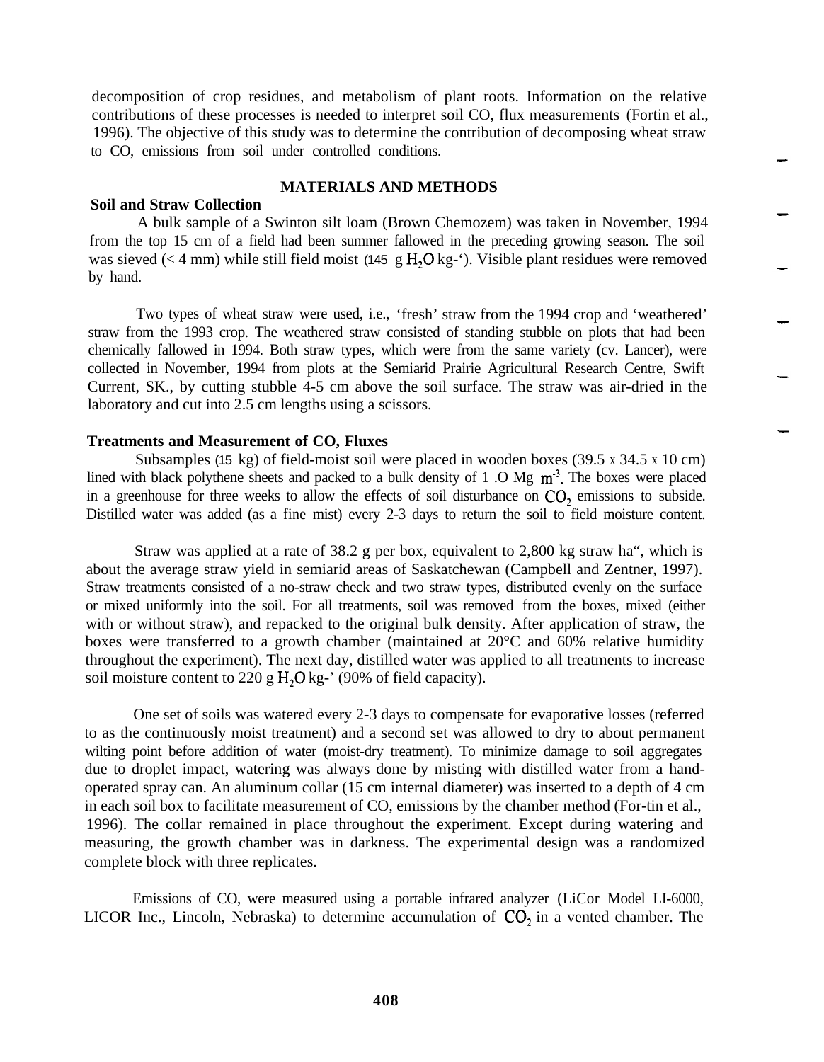decomposition of crop residues, and metabolism of plant roots. Information on the relative contributions of these processes is needed to interpret soil CO, flux measurements (Fortin et al., 1996). The objective of this study was to determine the contribution of decomposing wheat straw to CO, emissions from soil under controlled conditions.

## MATERIALS AND METHODS

### Soil and Straw Collection

A bulk sample of a Swinton silt loam (Brown Chemozem) was taken in November, 1994 from the top 15 cm of a field had been summer fallowed in the preceding growing season. The soil was sieved (< 4 mm) while still field moist (145 g $H_2O$ kg-‘). Visible plant residues were removed by hand.

Two types of wheat straw were used, i.e., ‘fresh’ straw from the 1994 crop and ‘weathered’ straw from the 1993 crop. The weathered straw consisted of standing stubble on plots that had been chemically fallowed in 1994. Both straw types, which were from the same variety (cv. Lancer), were collected in November, 1994 from plots at the Semiarid Prairie Agricultural Research Centre, Swift Current, SK., by cutting stubble 4-5 cm above the soil surface. The straw was air-dried in the laboratory and cut into 2.5 cm lengths using a scissors.

### Treatments and Measurement of CO, Fluxes

Subsamples (15 kg) of field-moist soil were placed in wooden boxes (39.5 x 34.5 x 10 cm) lined with black polythene sheets and packed to a bulk density of 1 .O Mg $m^{-3}$. The boxes were placed in a greenhouse for three weeks to allow the effects of soil disturbance on $CO_2$ emissions to subside. Distilled water was added (as a fine mist) every 2-3 days to return the soil to field moisture content.

Straw was applied at a rate of 38.2 g per box, equivalent to 2,800 kg straw ha“, which is about the average straw yield in semiarid areas of Saskatchewan (Campbell and Zentner, 1997). Straw treatments consisted of a no-straw check and two straw types, distributed evenly on the surface or mixed uniformly into the soil. For all treatments, soil was removed from the boxes, mixed (either with or without straw), and repacked to the original bulk density. After application of straw, the boxes were transferred to a growth chamber (maintained at 20°C and 60% relative humidity throughout the experiment). The next day, distilled water was applied to all treatments to increase soil moisture content to 220 g $H_2O$ kg-’ (90% of field capacity).

One set of soils was watered every 2-3 days to compensate for evaporative losses (referred to as the continuously moist treatment) and a second set was allowed to dry to about permanent wilting point before addition of water (moist-dry treatment). To minimize damage to soil aggregates due to droplet impact, watering was always done by misting with distilled water from a hand-operated spray can. An aluminum collar (15 cm internal diameter) was inserted to a depth of 4 cm in each soil box to facilitate measurement of CO, emissions by the chamber method (For-tin et al., 1996). The collar remained in place throughout the experiment. Except during watering and measuring, the growth chamber was in darkness. The experimental design was a randomized complete block with three replicates.

Emissions of CO, were measured using a portable infrared analyzer (LiCor Model LI-6000, LICOR Inc., Lincoln, Nebraska) to determine accumulation of $CO_2$ in a vented chamber. The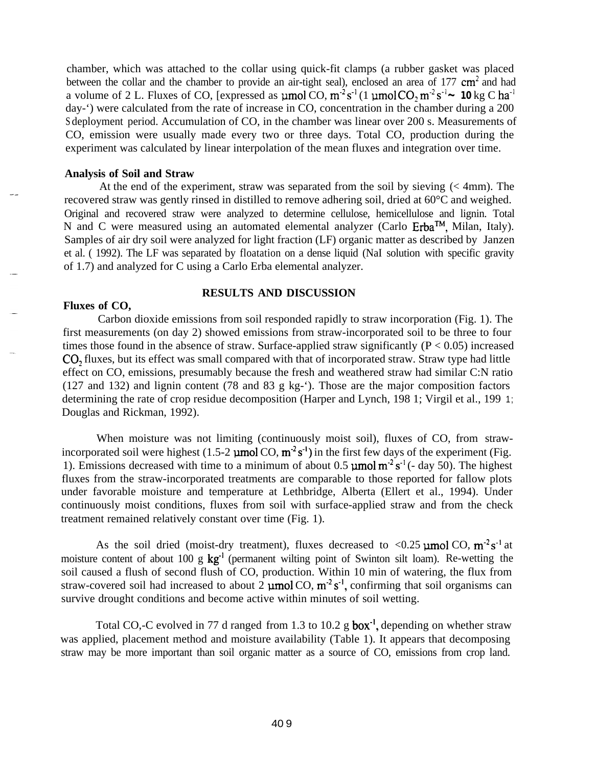chamber, which was attached to the collar using quick-fit clamps (a rubber gasket was placed between the collar and the chamber to provide an air-tight seal), enclosed an area of 177 $cm^2$ and had a volume of 2 L. Fluxes of CO, [expressed as µmol CO, $m^{-2} s^{-1}$ (1 µmol $CO_2$ $m^{-2} s^{-1}$ ~ **10** kg C $ha^{-1}$ day-') were calculated from the rate of increase in CO, concentration in the chamber during a 200 S deployment period. Accumulation of CO, in the chamber was linear over 200 s. Measurements of CO, emission were usually made every two or three days. Total CO, production during the experiment was calculated by linear interpolation of the mean fluxes and integration over time.

**Analysis of Soil and Straw**

At the end of the experiment, straw was separated from the soil by sieving (< 4mm). The recovered straw was gently rinsed in distilled to remove adhering soil, dried at 60°C and weighed. Original and recovered straw were analyzed to determine cellulose, hemicellulose and lignin. Total N and C were measured using an automated elemental analyzer (Carlo Erba™, Milan, Italy). Samples of air dry soil were analyzed for light fraction (LF) organic matter as described by Janzen et al. ( 1992). The LF was separated by floatation on a dense liquid (NaI solution with specific gravity of 1.7) and analyzed for C using a Carlo Erba elemental analyzer.

## RESULTS AND DISCUSSION

**Fluxes of CO,**

Carbon dioxide emissions from soil responded rapidly to straw incorporation (Fig. 1). The first measurements (on day 2) showed emissions from straw-incorporated soil to be three to four times those found in the absence of straw. Surface-applied straw significantly ($P < 0.05$) increased $CO_2$ fluxes, but its effect was small compared with that of incorporated straw. Straw type had little effect on CO, emissions, presumably because the fresh and weathered straw had similar C:N ratio (127 and 132) and lignin content (78 and 83 g kg-'). Those are the major composition factors determining the rate of crop residue decomposition (Harper and Lynch, 198 1; Virgil et al., 199 1; Douglas and Rickman, 1992).

When moisture was not limiting (continuously moist soil), fluxes of CO, from straw-incorporated soil were highest (1.5-2 µmol CO, $m^{-2} s^{-1}$) in the first few days of the experiment (Fig. 1). Emissions decreased with time to a minimum of about 0.5 µmol $m^{-2} s^{-1}$ (- day 50). The highest fluxes from the straw-incorporated treatments are comparable to those reported for fallow plots under favorable moisture and temperature at Lethbridge, Alberta (Ellert et al., 1994). Under continuously moist conditions, fluxes from soil with surface-applied straw and from the check treatment remained relatively constant over time (Fig. 1).

As the soil dried (moist-dry treatment), fluxes decreased to <0.25 µmol CO, $m^{-2} s^{-1}$ at moisture content of about 100 g $kg^{-1}$ (permanent wilting point of Swinton silt loam). Re-wetting the soil caused a flush of second flush of CO, production. Within 10 min of watering, the flux from straw-covered soil had increased to about 2 µmol CO, $m^{-2} s^{-1}$, confirming that soil organisms can survive drought conditions and become active within minutes of soil wetting.

Total CO,-C evolved in 77 d ranged from 1.3 to 10.2 g $box^{-1}$, depending on whether straw was applied, placement method and moisture availability (Table 1). It appears that decomposing straw may be more important than soil organic matter as a source of CO, emissions from crop land.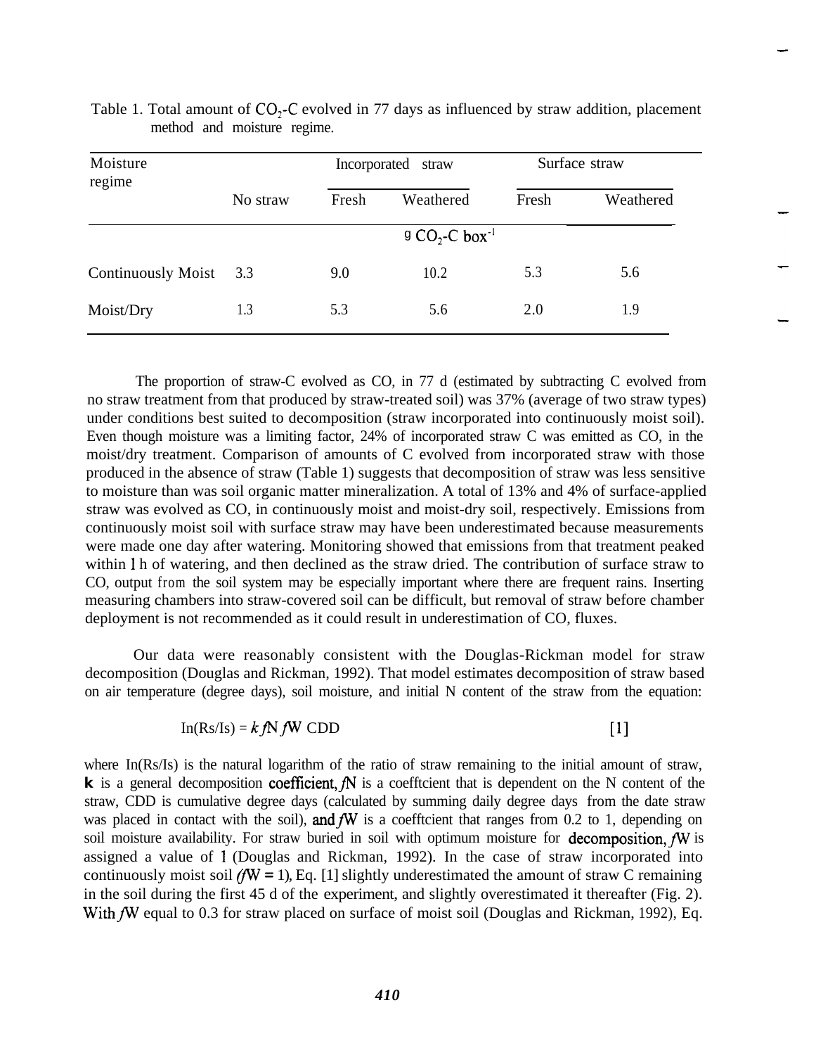Table 1. Total amount of $CO_2$-C evolved in 77 days as influenced by straw addition, placement method and moisture regime.

| Moisture regime | No straw | Incorporated straw | | Surface straw | |
|---|---|---|---|---|---|
| | | Fresh | Weathered | Fresh | Weathered |
| | g $CO_2$-C box$^{-1}$ | | | | |
| Continuously Moist | 3.3 | 9.0 | 10.2 | 5.3 | 5.6 |
| Moist/Dry | 1.3 | 5.3 | 5.6 | 2.0 | 1.9 |

The proportion of straw-C evolved as $CO_2$ in 77 d (estimated by subtracting C evolved from no straw treatment from that produced by straw-treated soil) was 37% (average of two straw types) under conditions best suited to decomposition (straw incorporated into continuously moist soil). Even though moisture was a limiting factor, 24% of incorporated straw C was emitted as $CO_2$ in the moist/dry treatment. Comparison of amounts of C evolved from incorporated straw with those produced in the absence of straw (Table 1) suggests that decomposition of straw was less sensitive to moisture than was soil organic matter mineralization. A total of 13% and 4% of surface-applied straw was evolved as $CO_2$ in continuously moist and moist-dry soil, respectively. Emissions from continuously moist soil with surface straw may have been underestimated because measurements were made one day after watering. Monitoring showed that emissions from that treatment peaked within 1 h of watering, and then declined as the straw dried. The contribution of surface straw to $CO_2$ output from the soil system may be especially important where there are frequent rains. Inserting measuring chambers into straw-covered soil can be difficult, but removal of straw before chamber deployment is not recommended as it could result in underestimation of $CO_2$ fluxes.

Our data were reasonably consistent with the Douglas-Rickman model for straw decomposition (Douglas and Rickman, 1992). That model estimates decomposition of straw based on air temperature (degree days), soil moisture, and initial N content of the straw from the equation:

$$\ln(Rs/Is) = k\, fN\, fW\ \text{CDD} \qquad [1]$$

where ln(Rs/Is) is the natural logarithm of the ratio of straw remaining to the initial amount of straw, **k** is a general decomposition coefficient, $fN$ is a coefficient that is dependent on the N content of the straw, CDD is cumulative degree days (calculated by summing daily degree days from the date straw was placed in contact with the soil), and $fW$ is a coefficient that ranges from 0.2 to 1, depending on soil moisture availability. For straw buried in soil with optimum moisture for decomposition, $fW$ is assigned a value of 1 (Douglas and Rickman, 1992). In the case of straw incorporated into continuously moist soil ($fW = 1$), Eq. [1] slightly underestimated the amount of straw C remaining in the soil during the first 45 d of the experiment, and slightly overestimated it thereafter (Fig. 2). With $fW$ equal to 0.3 for straw placed on surface of moist soil (Douglas and Rickman, 1992), Eq.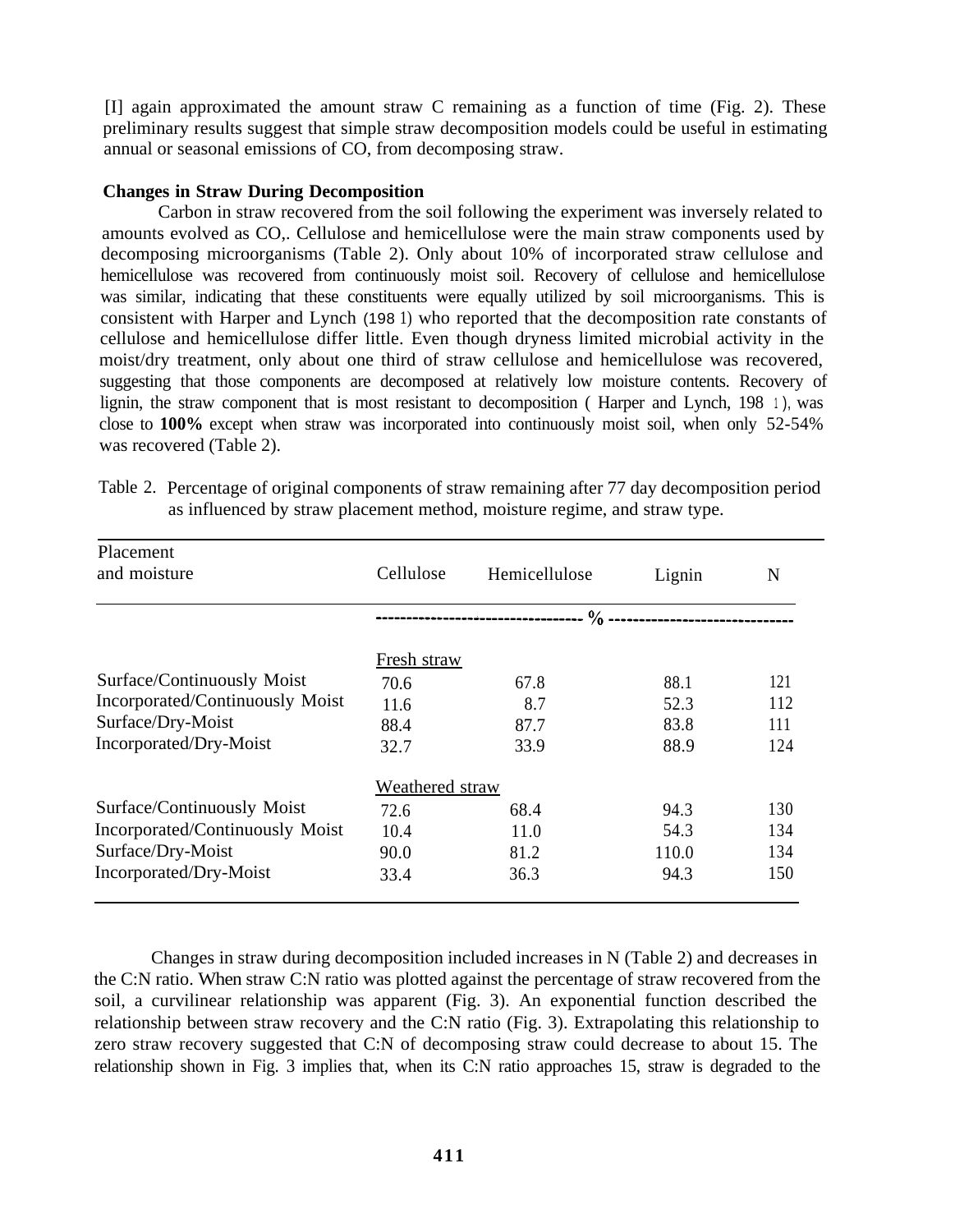[I] again approximated the amount straw C remaining as a function of time (Fig. 2). These preliminary results suggest that simple straw decomposition models could be useful in estimating annual or seasonal emissions of CO, from decomposing straw.

**Changes in Straw During Decomposition**

Carbon in straw recovered from the soil following the experiment was inversely related to amounts evolved as CO,. Cellulose and hemicellulose were the main straw components used by decomposing microorganisms (Table 2). Only about 10% of incorporated straw cellulose and hemicellulose was recovered from continuously moist soil. Recovery of cellulose and hemicellulose was similar, indicating that these constituents were equally utilized by soil microorganisms. This is consistent with Harper and Lynch (1981) who reported that the decomposition rate constants of cellulose and hemicellulose differ little. Even though dryness limited microbial activity in the moist/dry treatment, only about one third of straw cellulose and hemicellulose was recovered, suggesting that those components are decomposed at relatively low moisture contents. Recovery of lignin, the straw component that is most resistant to decomposition ( Harper and Lynch, 1981), was close to **100%** except when straw was incorporated into continuously moist soil, when only 52-54% was recovered (Table 2).

Table 2. Percentage of original components of straw remaining after 77 day decomposition period as influenced by straw placement method, moisture regime, and straw type.

| Placement and moisture | Cellulose | Hemicellulose | Lignin | N |
|---|---|---|---|---|
| | % | | | |
| | Fresh straw | | | |
| Surface/Continuously Moist | 70.6 | 67.8 | 88.1 | 121 |
| Incorporated/Continuously Moist | 11.6 | 8.7 | 52.3 | 112 |
| Surface/Dry-Moist | 88.4 | 87.7 | 83.8 | 111 |
| Incorporated/Dry-Moist | 32.7 | 33.9 | 88.9 | 124 |
| | Weathered straw | | | |
| Surface/Continuously Moist | 72.6 | 68.4 | 94.3 | 130 |
| Incorporated/Continuously Moist | 10.4 | 11.0 | 54.3 | 134 |
| Surface/Dry-Moist | 90.0 | 81.2 | 110.0 | 134 |
| Incorporated/Dry-Moist | 33.4 | 36.3 | 94.3 | 150 |

Changes in straw during decomposition included increases in N (Table 2) and decreases in the C:N ratio. When straw C:N ratio was plotted against the percentage of straw recovered from the soil, a curvilinear relationship was apparent (Fig. 3). An exponential function described the relationship between straw recovery and the C:N ratio (Fig. 3). Extrapolating this relationship to zero straw recovery suggested that C:N of decomposing straw could decrease to about 15. The relationship shown in Fig. 3 implies that, when its C:N ratio approaches 15, straw is degraded to the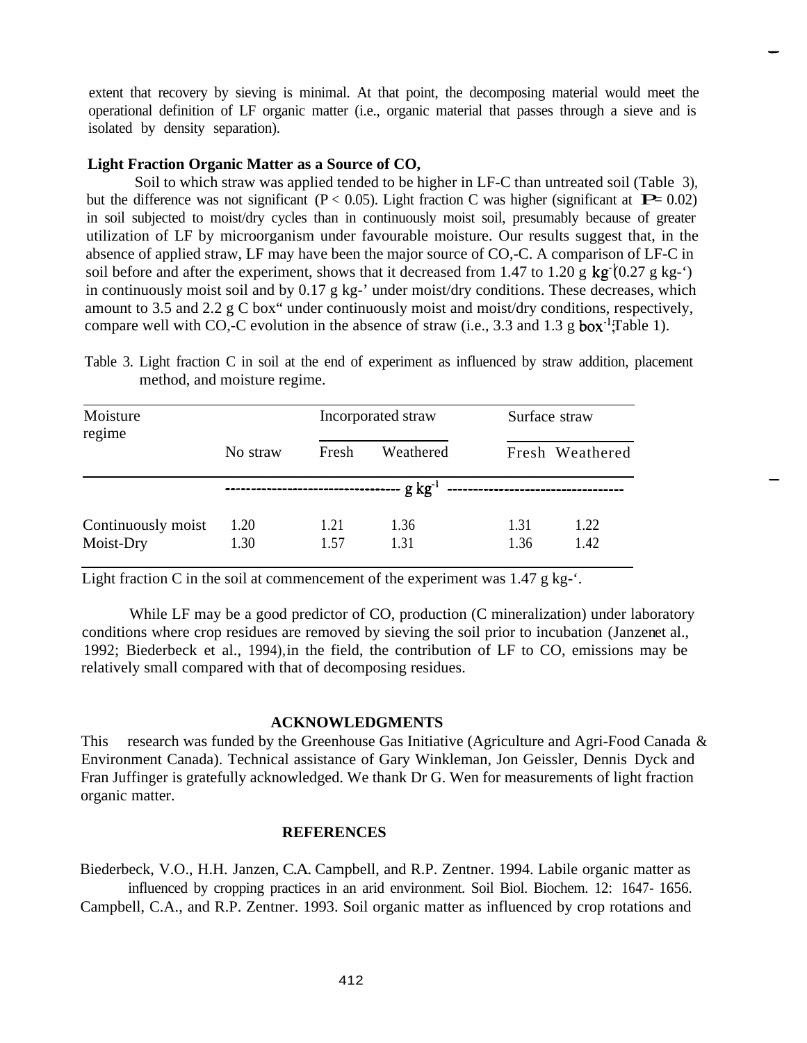extent that recovery by sieving is minimal. At that point, the decomposing material would meet the operational definition of LF organic matter (i.e., organic material that passes through a sieve and is isolated by density separation).

### Light Fraction Organic Matter as a Source of $CO_2$

Soil to which straw was applied tended to be higher in LF-C than untreated soil (Table 3), but the difference was not significant ($P < 0.05$). Light fraction C was higher (significant at $P = 0.02$) in soil subjected to moist/dry cycles than in continuously moist soil, presumably because of greater utilization of LF by microorganism under favourable moisture. Our results suggest that, in the absence of applied straw, LF may have been the major source of $CO_2$-C. A comparison of LF-C in soil before and after the experiment, shows that it decreased from 1.47 to 1.20 g kg$^{-1}$ (0.27 g kg$^{-1}$) in continuously moist soil and by 0.17 g kg$^{-1}$ under moist/dry conditions. These decreases, which amount to 3.5 and 2.2 g C box$^{-1}$ under continuously moist and moist/dry conditions, respectively, compare well with $CO_2$-C evolution in the absence of straw (i.e., 3.3 and 1.3 g box$^{-1}$; Table 1).

Table 3. Light fraction C in soil at the end of experiment as influenced by straw addition, placement method, and moisture regime.

| Moisture regime | No straw | Incorporated straw | | Surface straw | |
|---|---|---|---|---|---|
| | | Fresh | Weathered | Fresh | Weathered |
| | g kg$^{-1}$ | | | | |
| Continuously moist | 1.20 | 1.21 | 1.36 | 1.31 | 1.22 |
| Moist-Dry | 1.30 | 1.57 | 1.31 | 1.36 | 1.42 |

Light fraction C in the soil at commencement of the experiment was 1.47 g kg$^{-1}$.

While LF may be a good predictor of $CO_2$ production (C mineralization) under laboratory conditions where crop residues are removed by sieving the soil prior to incubation (Janzen et al., 1992; Biederbeck et al., 1994), in the field, the contribution of LF to $CO_2$ emissions may be relatively small compared with that of decomposing residues.

## ACKNOWLEDGMENTS

This research was funded by the Greenhouse Gas Initiative (Agriculture and Agri-Food Canada & Environment Canada). Technical assistance of Gary Winkleman, Jon Geissler, Dennis Dyck and Fran Juffinger is gratefully acknowledged. We thank Dr G. Wen for measurements of light fraction organic matter.

## REFERENCES

Biederbeck, V.O., H.H. Janzen, C.A. Campbell, and R.P. Zentner. 1994. Labile organic matter as influenced by cropping practices in an arid environment. Soil Biol. Biochem. 12: 1647- 1656.

Campbell, C.A., and R.P. Zentner. 1993. Soil organic matter as influenced by crop rotations and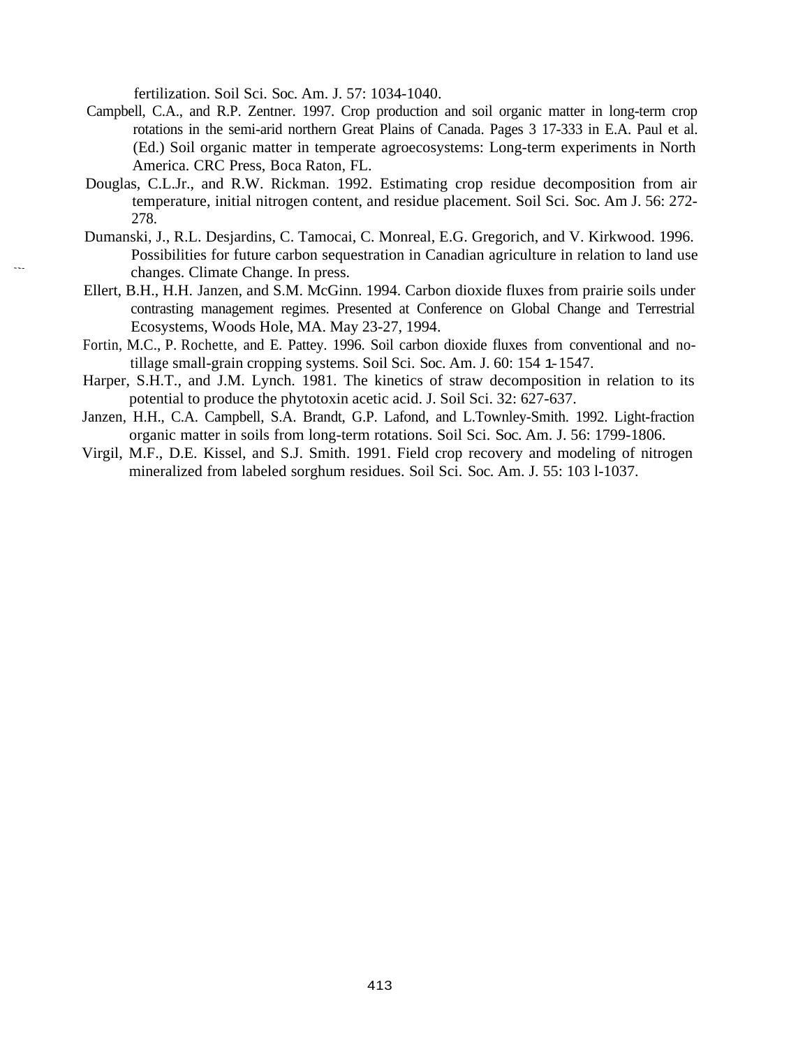fertilization. Soil Sci. Soc. Am. J. 57: 1034-1040.

Campbell, C.A., and R.P. Zentner. 1997. Crop production and soil organic matter in long-term crop rotations in the semi-arid northern Great Plains of Canada. Pages 3 17-333 in E.A. Paul et al. (Ed.) Soil organic matter in temperate agroecosystems: Long-term experiments in North America. CRC Press, Boca Raton, FL.

Douglas, C.L.Jr., and R.W. Rickman. 1992. Estimating crop residue decomposition from air temperature, initial nitrogen content, and residue placement. Soil Sci. Soc. Am J. 56: 272-278.

Dumanski, J., R.L. Desjardins, C. Tamocai, C. Monreal, E.G. Gregorich, and V. Kirkwood. 1996. Possibilities for future carbon sequestration in Canadian agriculture in relation to land use changes. Climate Change. In press.

Ellert, B.H., H.H. Janzen, and S.M. McGinn. 1994. Carbon dioxide fluxes from prairie soils under contrasting management regimes. Presented at Conference on Global Change and Terrestrial Ecosystems, Woods Hole, MA. May 23-27, 1994.

Fortin, M.C., P. Rochette, and E. Pattey. 1996. Soil carbon dioxide fluxes from conventional and no-tillage small-grain cropping systems. Soil Sci. Soc. Am. J. 60: 154 1-1547.

Harper, S.H.T., and J.M. Lynch. 1981. The kinetics of straw decomposition in relation to its potential to produce the phytotoxin acetic acid. J. Soil Sci. 32: 627-637.

Janzen, H.H., C.A. Campbell, S.A. Brandt, G.P. Lafond, and L.Townley-Smith. 1992. Light-fraction organic matter in soils from long-term rotations. Soil Sci. Soc. Am. J. 56: 1799-1806.

Virgil, M.F., D.E. Kissel, and S.J. Smith. 1991. Field crop recovery and modeling of nitrogen mineralized from labeled sorghum residues. Soil Sci. Soc. Am. J. 55: 103 l-1037.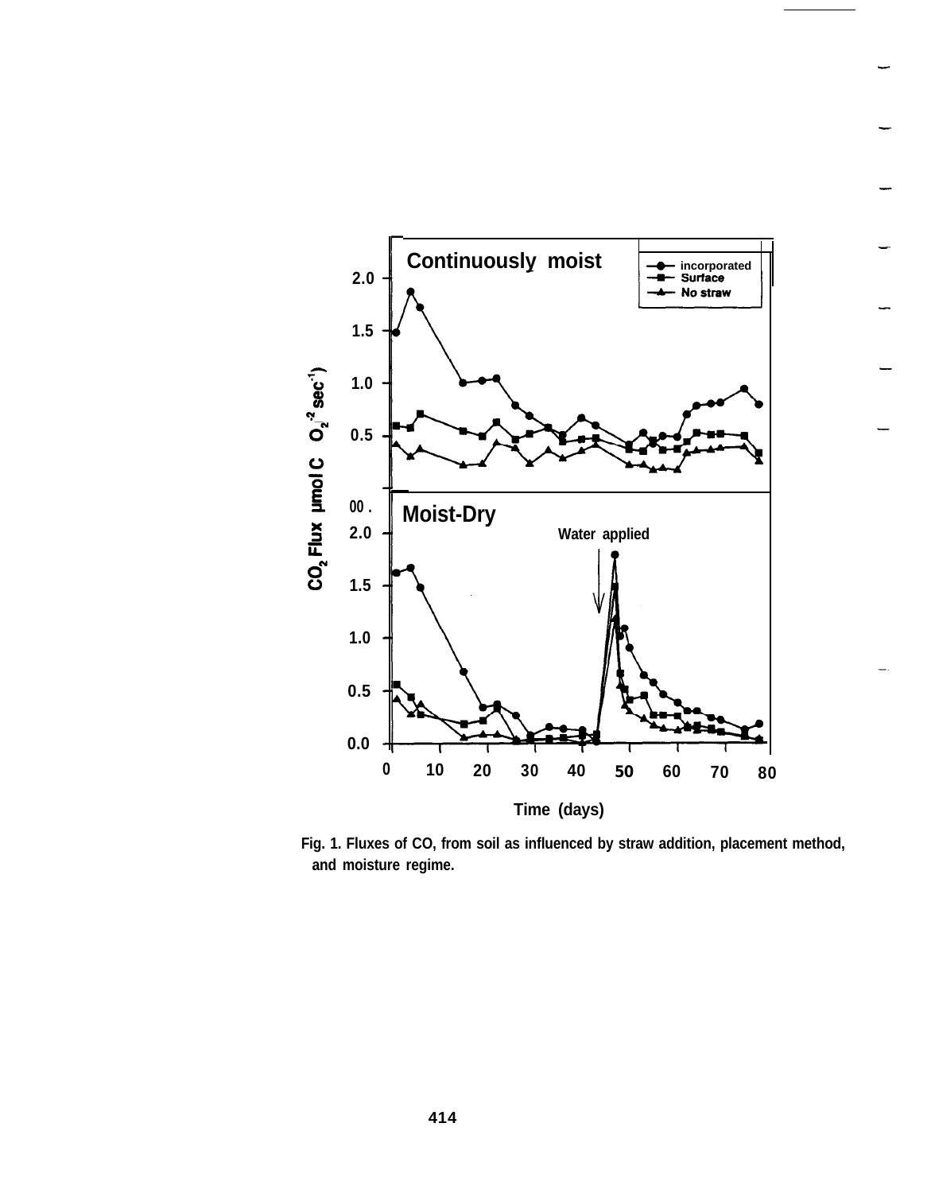Fig. 1. Fluxes of CO, from soil as influenced by straw addition, placement method, and moisture regime.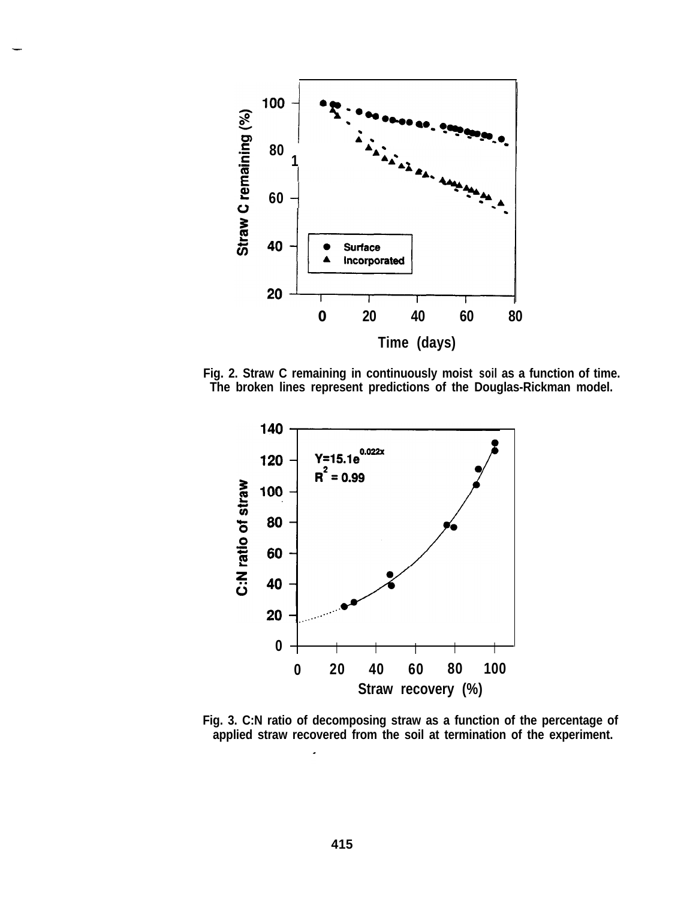Straw C remaining (%)

100

80

60

40

20

0 20 40 60 80

Time (days)

Surface

Incorporated

Fig. 2. Straw C remaining in continuously moist soil as a function of time. The broken lines represent predictions of the Douglas-Rickman model.

C:N ratio of straw

140

120

100

80

60

40

20

0

$Y=15.1e^{0.022x}$

$R^2 = 0.99$

0 20 40 60 80 100

Straw recovery (%)

Fig. 3. C:N ratio of decomposing straw as a function of the percentage of applied straw recovered from the soil at termination of the experiment.